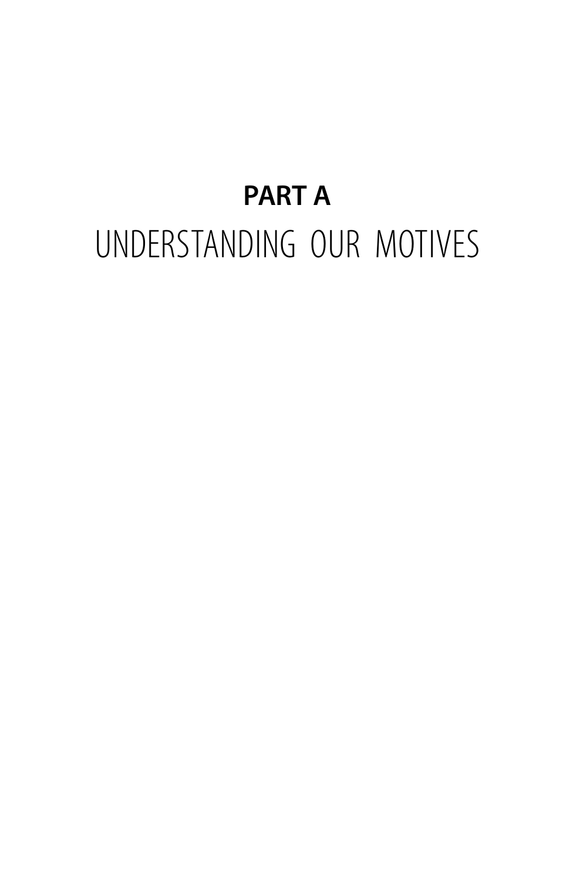# PART A

# UNDERSTANDING OUR MOTIVES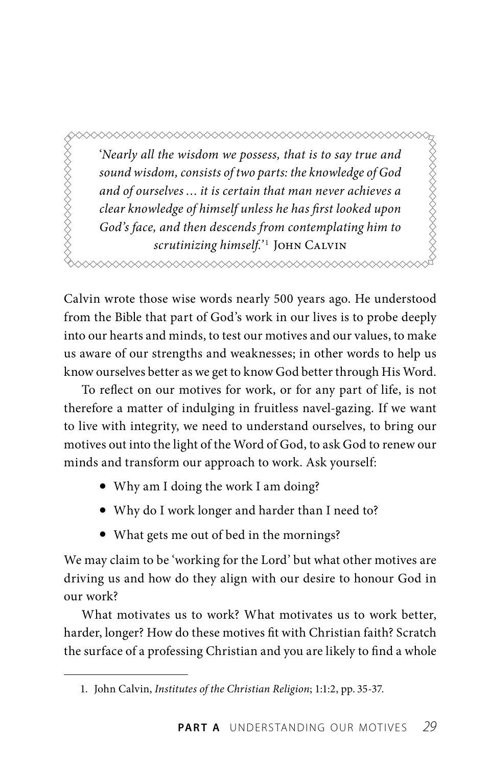> *'Nearly all the wisdom we possess, that is to say true and sound wisdom, consists of two parts: the knowledge of God and of ourselves ... it is certain that man never achieves a clear knowledge of himself unless he has first looked upon God's face, and then descends from contemplating him to scrutinizing himself.'*[1] JOHN CALVIN

Calvin wrote those wise words nearly 500 years ago. He understood from the Bible that part of God's work in our lives is to probe deeply into our hearts and minds, to test our motives and our values, to make us aware of our strengths and weaknesses; in other words to help us know ourselves better as we get to know God better through His Word.

To reflect on our motives for work, or for any part of life, is not therefore a matter of indulging in fruitless navel-gazing. If we want to live with integrity, we need to understand ourselves, to bring our motives out into the light of the Word of God, to ask God to renew our minds and transform our approach to work. Ask yourself:

- Why am I doing the work I am doing?
- Why do I work longer and harder than I need to?
- What gets me out of bed in the mornings?

We may claim to be 'working for the Lord' but what other motives are driving us and how do they align with our desire to honour God in our work?

What motivates us to work? What motivates us to work better, harder, longer? How do these motives fit with Christian faith? Scratch the surface of a professing Christian and you are likely to find a whole

---

1. John Calvin, *Institutes of the Christian Religion*; 1:1:2, pp. 35-37.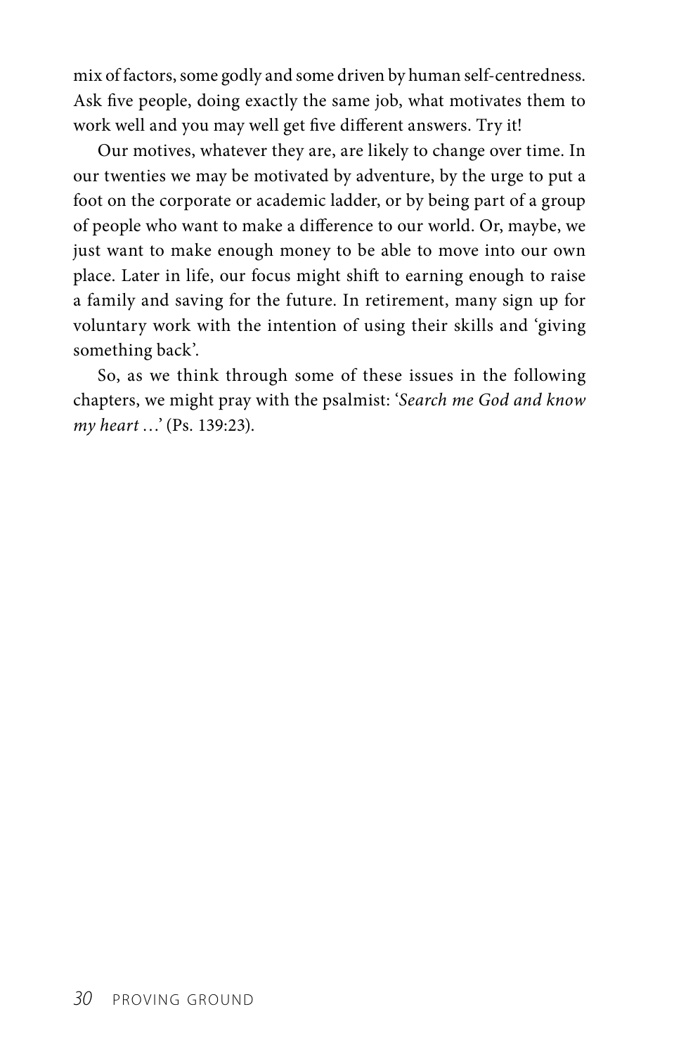mix of factors, some godly and some driven by human self-centredness. Ask five people, doing exactly the same job, what motivates them to work well and you may well get five different answers. Try it!

Our motives, whatever they are, are likely to change over time. In our twenties we may be motivated by adventure, by the urge to put a foot on the corporate or academic ladder, or by being part of a group of people who want to make a difference to our world. Or, maybe, we just want to make enough money to be able to move into our own place. Later in life, our focus might shift to earning enough to raise a family and saving for the future. In retirement, many sign up for voluntary work with the intention of using their skills and 'giving something back'.

So, as we think through some of these issues in the following chapters, we might pray with the psalmist: '*Search me God and know my heart …*' (Ps. 139:23).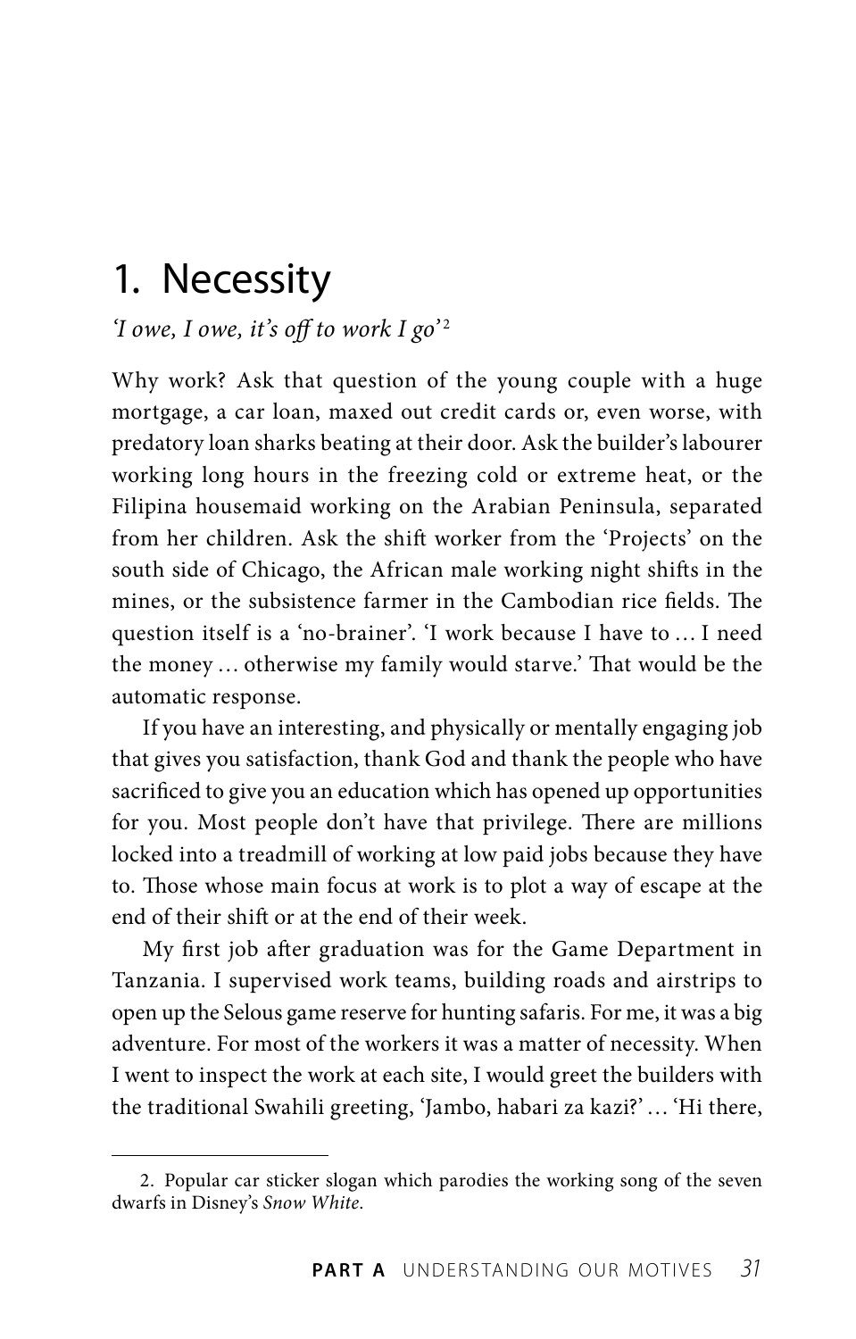# 1. Necessity

*'I owe, I owe, it's off to work I go'*[2]

Why work? Ask that question of the young couple with a huge mortgage, a car loan, maxed out credit cards or, even worse, with predatory loan sharks beating at their door. Ask the builder's labourer working long hours in the freezing cold or extreme heat, or the Filipina housemaid working on the Arabian Peninsula, separated from her children. Ask the shift worker from the 'Projects' on the south side of Chicago, the African male working night shifts in the mines, or the subsistence farmer in the Cambodian rice fields. The question itself is a 'no-brainer'. 'I work because I have to … I need the money … otherwise my family would starve.' That would be the automatic response.

If you have an interesting, and physically or mentally engaging job that gives you satisfaction, thank God and thank the people who have sacrificed to give you an education which has opened up opportunities for you. Most people don't have that privilege. There are millions locked into a treadmill of working at low paid jobs because they have to. Those whose main focus at work is to plot a way of escape at the end of their shift or at the end of their week.

My first job after graduation was for the Game Department in Tanzania. I supervised work teams, building roads and airstrips to open up the Selous game reserve for hunting safaris. For me, it was a big adventure. For most of the workers it was a matter of necessity. When I went to inspect the work at each site, I would greet the builders with the traditional Swahili greeting, 'Jambo, habari za kazi?' … 'Hi there,

---

2. Popular car sticker slogan which parodies the working song of the seven dwarfs in Disney's *Snow White*.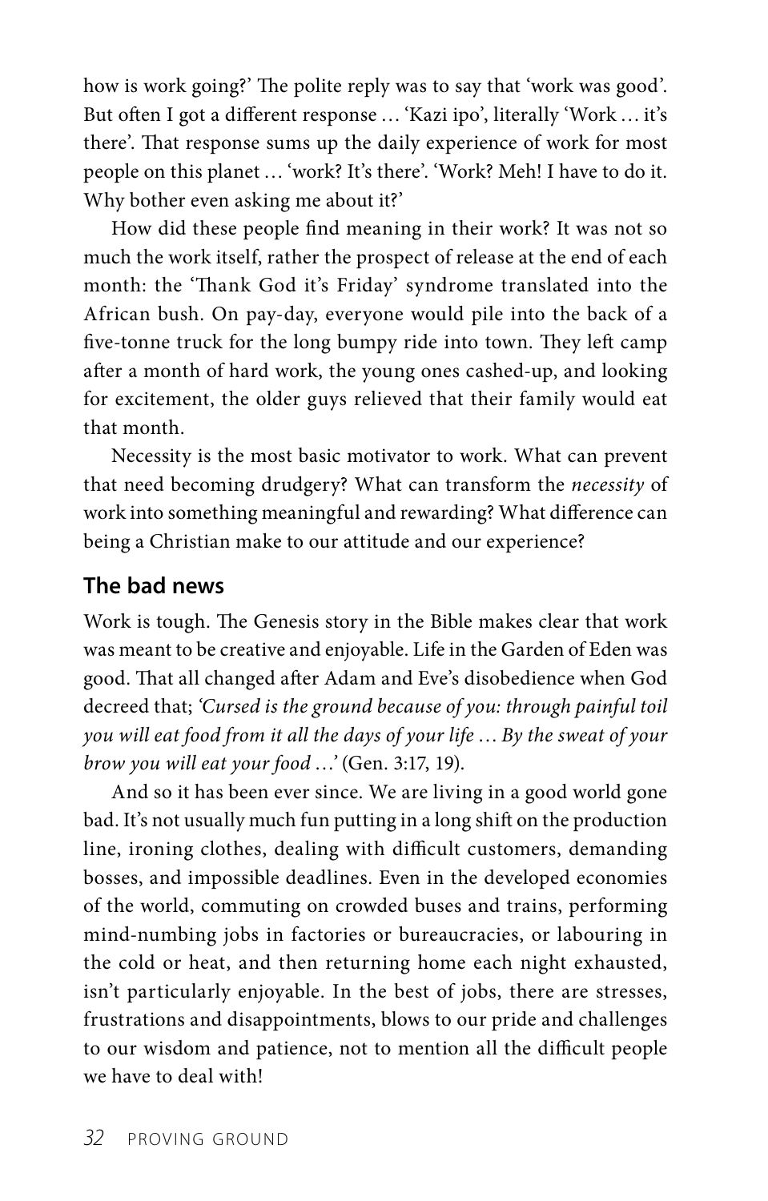how is work going?' The polite reply was to say that 'work was good'. But often I got a different response … 'Kazi ipo', literally 'Work … it's there'. That response sums up the daily experience of work for most people on this planet … 'work? It's there'. 'Work? Meh! I have to do it. Why bother even asking me about it?'

How did these people find meaning in their work? It was not so much the work itself, rather the prospect of release at the end of each month: the 'Thank God it's Friday' syndrome translated into the African bush. On pay-day, everyone would pile into the back of a five-tonne truck for the long bumpy ride into town. They left camp after a month of hard work, the young ones cashed-up, and looking for excitement, the older guys relieved that their family would eat that month.

Necessity is the most basic motivator to work. What can prevent that need becoming drudgery? What can transform the *necessity* of work into something meaningful and rewarding? What difference can being a Christian make to our attitude and our experience?

## The bad news

Work is tough. The Genesis story in the Bible makes clear that work was meant to be creative and enjoyable. Life in the Garden of Eden was good. That all changed after Adam and Eve's disobedience when God decreed that; *'Cursed is the ground because of you: through painful toil you will eat food from it all the days of your life … By the sweat of your brow you will eat your food …'* (Gen. 3:17, 19).

And so it has been ever since. We are living in a good world gone bad. It's not usually much fun putting in a long shift on the production line, ironing clothes, dealing with difficult customers, demanding bosses, and impossible deadlines. Even in the developed economies of the world, commuting on crowded buses and trains, performing mind-numbing jobs in factories or bureaucracies, or labouring in the cold or heat, and then returning home each night exhausted, isn't particularly enjoyable. In the best of jobs, there are stresses, frustrations and disappointments, blows to our pride and challenges to our wisdom and patience, not to mention all the difficult people we have to deal with!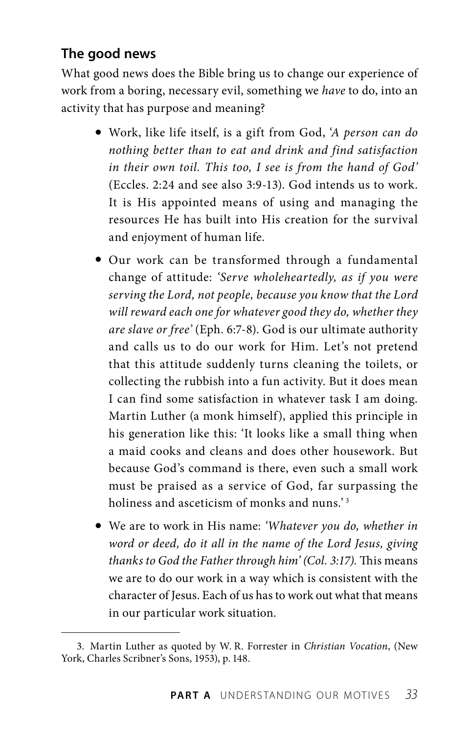## The good news

What good news does the Bible bring us to change our experience of work from a boring, necessary evil, something we *have* to do, into an activity that has purpose and meaning?

- Work, like life itself, is a gift from God, '*A person can do nothing better than to eat and drink and find satisfaction in their own toil. This too, I see is from the hand of God'* (Eccles. 2:24 and see also 3:9-13). God intends us to work. It is His appointed means of using and managing the resources He has built into His creation for the survival and enjoyment of human life.
- Our work can be transformed through a fundamental change of attitude: *'Serve wholeheartedly, as if you were serving the Lord, not people, because you know that the Lord will reward each one for whatever good they do, whether they are slave or free'* (Eph. 6:7-8). God is our ultimate authority and calls us to do our work for Him. Let's not pretend that this attitude suddenly turns cleaning the toilets, or collecting the rubbish into a fun activity. But it does mean I can find some satisfaction in whatever task I am doing. Martin Luther (a monk himself), applied this principle in his generation like this: 'It looks like a small thing when a maid cooks and cleans and does other housework. But because God's command is there, even such a small work must be praised as a service of God, far surpassing the holiness and asceticism of monks and nuns.'[3]
- We are to work in His name: *'Whatever you do, whether in word or deed, do it all in the name of the Lord Jesus, giving thanks to God the Father through him' (Col. 3:17).* This means we are to do our work in a way which is consistent with the character of Jesus. Each of us has to work out what that means in our particular work situation.

---

3. Martin Luther as quoted by W. R. Forrester in *Christian Vocation*, (New York, Charles Scribner's Sons, 1953), p. 148.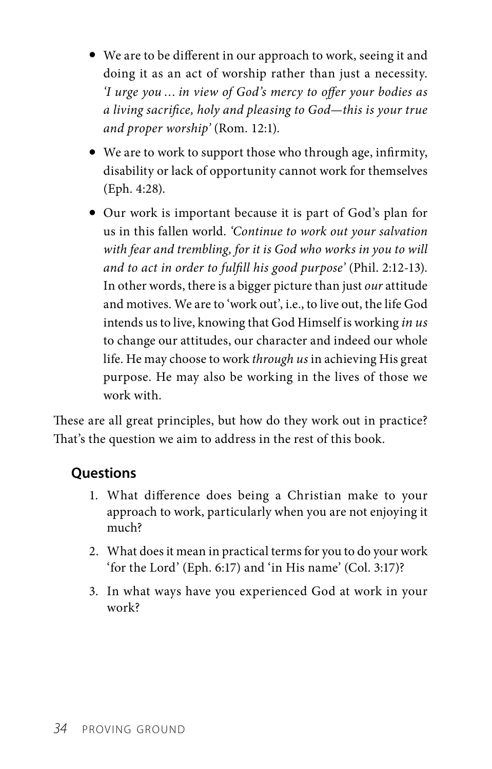- We are to be different in our approach to work, seeing it and doing it as an act of worship rather than just a necessity. *'I urge you … in view of God's mercy to offer your bodies as a living sacrifice, holy and pleasing to God—this is your true and proper worship'* (Rom. 12:1).
- We are to work to support those who through age, infirmity, disability or lack of opportunity cannot work for themselves (Eph. 4:28).
- Our work is important because it is part of God's plan for us in this fallen world. *'Continue to work out your salvation with fear and trembling, for it is God who works in you to will and to act in order to fulfill his good purpose'* (Phil. 2:12-13). In other words, there is a bigger picture than just *our* attitude and motives. We are to 'work out', i.e., to live out, the life God intends us to live, knowing that God Himself is working *in us* to change our attitudes, our character and indeed our whole life. He may choose to work *through us* in achieving His great purpose. He may also be working in the lives of those we work with.

These are all great principles, but how do they work out in practice? That's the question we aim to address in the rest of this book.

## Questions

1. What difference does being a Christian make to your approach to work, particularly when you are not enjoying it much?
2. What does it mean in practical terms for you to do your work 'for the Lord' (Eph. 6:17) and 'in His name' (Col. 3:17)?
3. In what ways have you experienced God at work in your work?